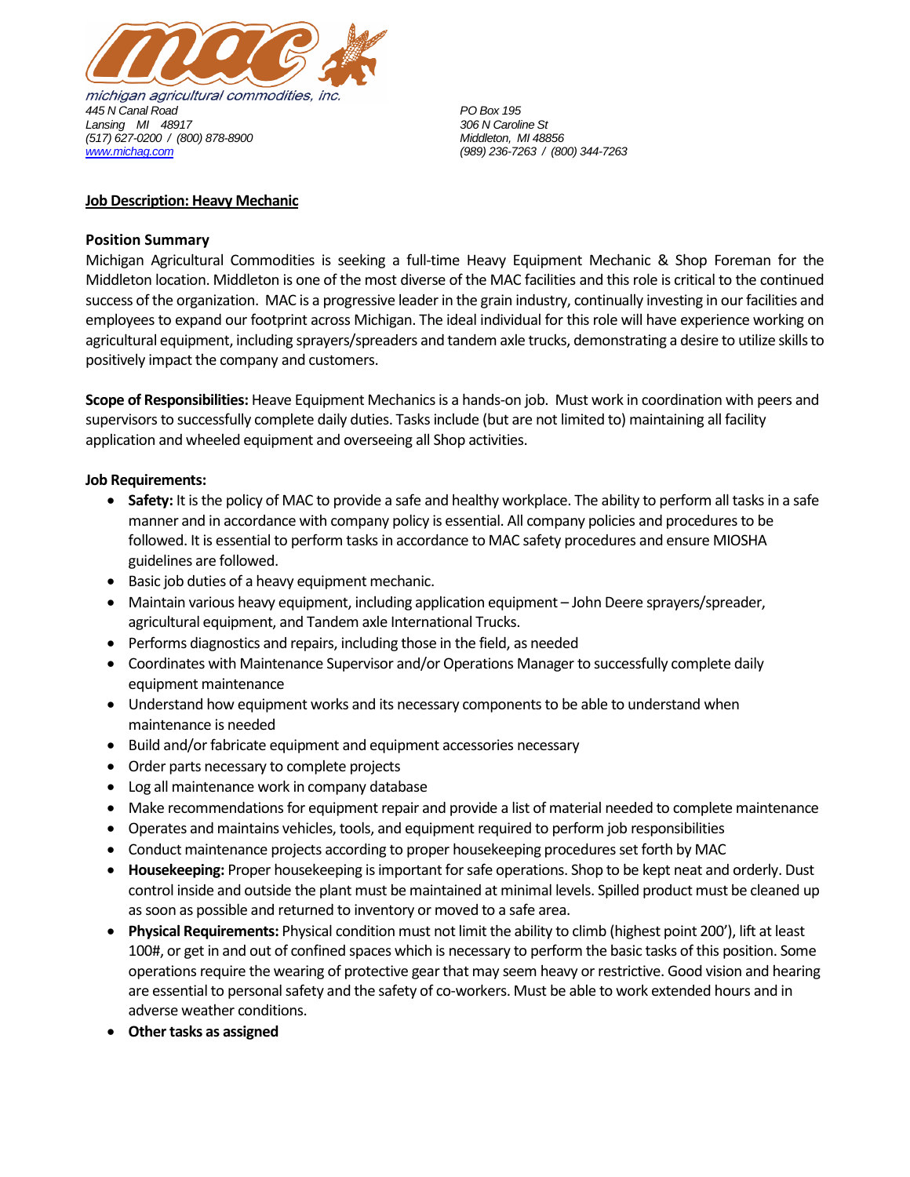michigan agricultural commodities, inc.

*445 N Canal Road*
*Lansing MI 48917*
*(517) 627-0200 / (800) 878-8900*
*www.michag.com*

*PO Box 195*
*306 N Caroline St*
*Middleton, MI 48856*
*(989) 236-7263 / (800) 344-7263*

## Job Description: Heavy Mechanic

### Position Summary

Michigan Agricultural Commodities is seeking a full-time Heavy Equipment Mechanic & Shop Foreman for the Middleton location. Middleton is one of the most diverse of the MAC facilities and this role is critical to the continued success of the organization. MAC is a progressive leader in the grain industry, continually investing in our facilities and employees to expand our footprint across Michigan. The ideal individual for this role will have experience working on agricultural equipment, including sprayers/spreaders and tandem axle trucks, demonstrating a desire to utilize skills to positively impact the company and customers.

**Scope of Responsibilities:** Heave Equipment Mechanics is a hands-on job. Must work in coordination with peers and supervisors to successfully complete daily duties. Tasks include (but are not limited to) maintaining all facility application and wheeled equipment and overseeing all Shop activities.

**Job Requirements:**

- **Safety:** It is the policy of MAC to provide a safe and healthy workplace. The ability to perform all tasks in a safe manner and in accordance with company policy is essential. All company policies and procedures to be followed. It is essential to perform tasks in accordance to MAC safety procedures and ensure MIOSHA guidelines are followed.
- Basic job duties of a heavy equipment mechanic.
- Maintain various heavy equipment, including application equipment – John Deere sprayers/spreader, agricultural equipment, and Tandem axle International Trucks.
- Performs diagnostics and repairs, including those in the field, as needed
- Coordinates with Maintenance Supervisor and/or Operations Manager to successfully complete daily equipment maintenance
- Understand how equipment works and its necessary components to be able to understand when maintenance is needed
- Build and/or fabricate equipment and equipment accessories necessary
- Order parts necessary to complete projects
- Log all maintenance work in company database
- Make recommendations for equipment repair and provide a list of material needed to complete maintenance
- Operates and maintains vehicles, tools, and equipment required to perform job responsibilities
- Conduct maintenance projects according to proper housekeeping procedures set forth by MAC
- **Housekeeping:** Proper housekeeping is important for safe operations. Shop to be kept neat and orderly. Dust control inside and outside the plant must be maintained at minimal levels. Spilled product must be cleaned up as soon as possible and returned to inventory or moved to a safe area.
- **Physical Requirements:** Physical condition must not limit the ability to climb (highest point 200'), lift at least 100#, or get in and out of confined spaces which is necessary to perform the basic tasks of this position. Some operations require the wearing of protective gear that may seem heavy or restrictive. Good vision and hearing are essential to personal safety and the safety of co-workers. Must be able to work extended hours and in adverse weather conditions.
- **Other tasks as assigned**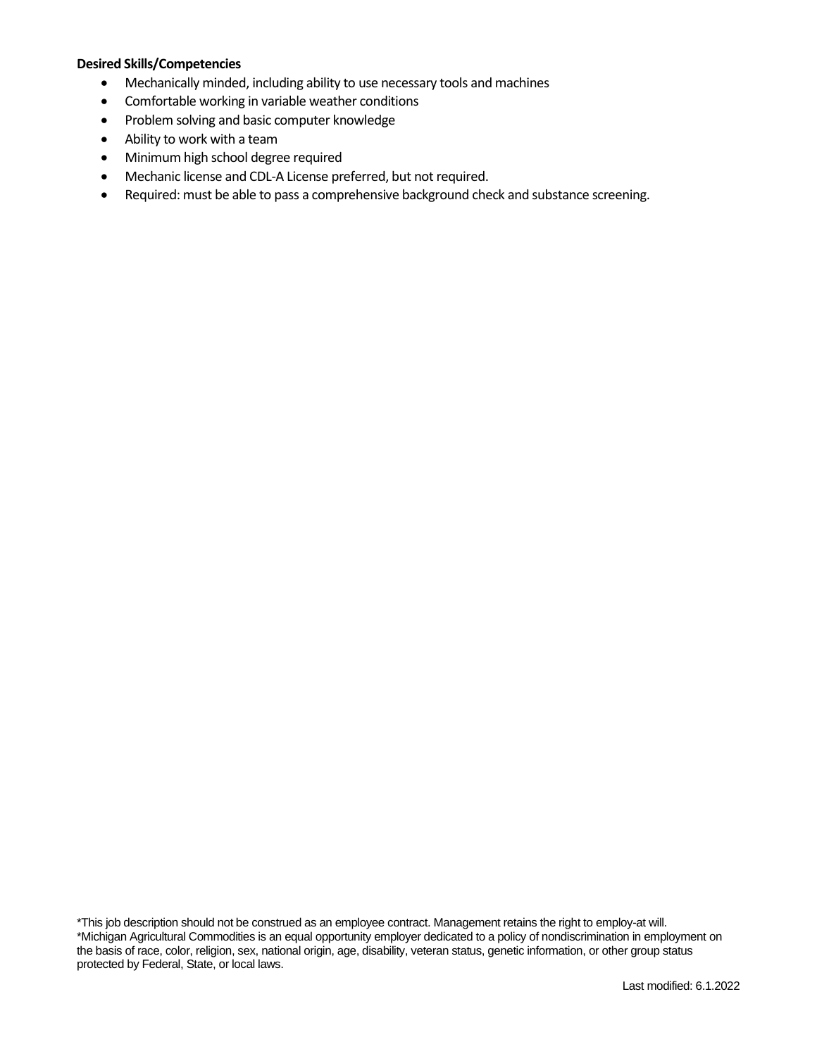**Desired Skills/Competencies**

- Mechanically minded, including ability to use necessary tools and machines
- Comfortable working in variable weather conditions
- Problem solving and basic computer knowledge
- Ability to work with a team
- Minimum high school degree required
- Mechanic license and CDL-A License preferred, but not required.
- Required: must be able to pass a comprehensive background check and substance screening.

*This job description should not be construed as an employee contract. Management retains the right to employ-at will.
*Michigan Agricultural Commodities is an equal opportunity employer dedicated to a policy of nondiscrimination in employment on the basis of race, color, religion, sex, national origin, age, disability, veteran status, genetic information, or other group status protected by Federal, State, or local laws.

Last modified: 6.1.2022